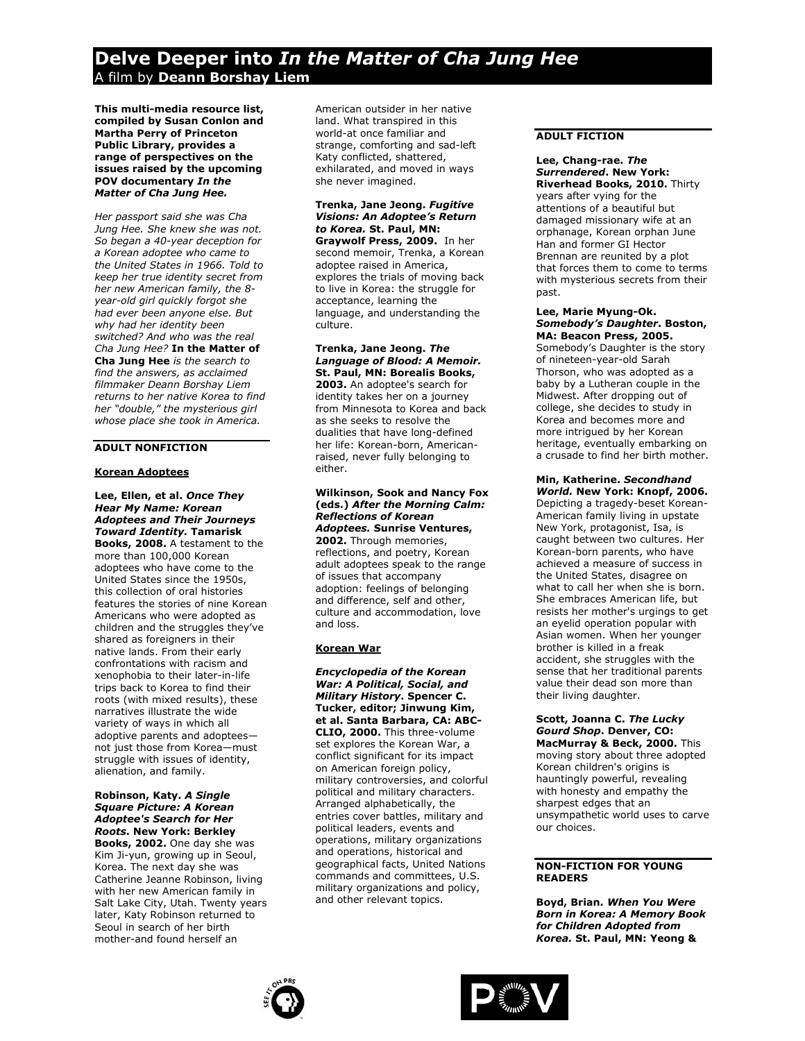# Delve Deeper into *In the Matter of Cha Jung Hee*

A film by **Deann Borshay Liem**

**This multi-media resource list, compiled by Susan Conlon and Martha Perry of Princeton Public Library, provides a range of perspectives on the issues raised by the upcoming POV documentary *In the Matter of Cha Jung Hee.***

*Her passport said she was Cha Jung Hee. She knew she was not. So began a 40-year deception for a Korean adoptee who came to the United States in 1966. Told to keep her true identity secret from her new American family, the 8-year-old girl quickly forgot she had ever been anyone else. But why had her identity been switched? And who was the real Cha Jung Hee?* **In the Matter of Cha Jung Hee** *is the search to find the answers, as acclaimed filmmaker Deann Borshay Liem returns to her native Korea to find her "double," the mysterious girl whose place she took in America.*

## ADULT NONFICTION

### Korean Adoptees

**Lee, Ellen, et al. *Once They Hear My Name: Korean Adoptees and Their Journeys Toward Identity.* Tamarisk Books, 2008.** A testament to the more than 100,000 Korean adoptees who have come to the United States since the 1950s, this collection of oral histories features the stories of nine Korean Americans who were adopted as children and the struggles they've shared as foreigners in their native lands. From their early confrontations with racism and xenophobia to their later-in-life trips back to Korea to find their roots (with mixed results), these narratives illustrate the wide variety of ways in which all adoptive parents and adoptees—not just those from Korea—must struggle with issues of identity, alienation, and family.

**Robinson, Katy. *A Single Square Picture: A Korean Adoptee's Search for Her Roots*. New York: Berkley Books, 2002.** One day she was Kim Ji-yun, growing up in Seoul, Korea. The next day she was Catherine Jeanne Robinson, living with her new American family in Salt Lake City, Utah. Twenty years later, Katy Robinson returned to Seoul in search of her birth mother-and found herself an American outsider in her native land. What transpired in this world-at once familiar and strange, comforting and sad-left Katy conflicted, shattered, exhilarated, and moved in ways she never imagined.

**Trenka, Jane Jeong. *Fugitive Visions: An Adoptee's Return to Korea.* St. Paul, MN: Graywolf Press, 2009.** In her second memoir, Trenka, a Korean adoptee raised in America, explores the trials of moving back to live in Korea: the struggle for acceptance, learning the language, and understanding the culture.

**Trenka, Jane Jeong. *The Language of Blood: A Memoir.* St. Paul, MN: Borealis Books, 2003.** An adoptee's search for identity takes her on a journey from Minnesota to Korea and back as she seeks to resolve the dualities that have long-defined her life: Korean-born, American-raised, never fully belonging to either.

**Wilkinson, Sook and Nancy Fox (eds.) *After the Morning Calm: Reflections of Korean Adoptees.* Sunrise Ventures, 2002.** Through memories, reflections, and poetry, Korean adult adoptees speak to the range of issues that accompany adoption: feelings of belonging and difference, self and other, culture and accommodation, love and loss.

### Korean War

***Encyclopedia of the Korean War: A Political, Social, and Military History*. Spencer C. Tucker, editor; Jinwung Kim, et al. Santa Barbara, CA: ABC-CLIO, 2000.** This three-volume set explores the Korean War, a conflict significant for its impact on American foreign policy, military controversies, and colorful political and military characters. Arranged alphabetically, the entries cover battles, military and political leaders, events and operations, military organizations and operations, historical and geographical facts, United Nations commands and committees, U.S. military organizations and policy, and other relevant topics.

## ADULT FICTION

**Lee, Chang-rae. *The Surrendered*. New York: Riverhead Books, 2010.** Thirty years after vying for the attentions of a beautiful but damaged missionary wife at an orphanage, Korean orphan June Han and former GI Hector Brennan are reunited by a plot that forces them to come to terms with mysterious secrets from their past.

**Lee, Marie Myung-Ok. *Somebody's Daughter*. Boston, MA: Beacon Press, 2005.** Somebody's Daughter is the story of nineteen-year-old Sarah Thorson, who was adopted as a baby by a Lutheran couple in the Midwest. After dropping out of college, she decides to study in Korea and becomes more and more intrigued by her Korean heritage, eventually embarking on a crusade to find her birth mother.

**Min, Katherine. *Secondhand World.* New York: Knopf, 2006.** Depicting a tragedy-beset Korean-American family living in upstate New York, protagonist, Isa, is caught between two cultures. Her Korean-born parents, who have achieved a measure of success in the United States, disagree on what to call her when she is born. She embraces American life, but resists her mother's urgings to get an eyelid operation popular with Asian women. When her younger brother is killed in a freak accident, she struggles with the sense that her traditional parents value their dead son more than their living daughter.

**Scott, Joanna C. *The Lucky Gourd Shop*. Denver, CO: MacMurray & Beck, 2000.** This moving story about three adopted Korean children's origins is hauntingly powerful, revealing with honesty and empathy the sharpest edges that an unsympathetic world uses to carve our choices.

## NON-FICTION FOR YOUNG READERS

**Boyd, Brian. *When You Were Born in Korea: A Memory Book for Children Adopted from Korea.* St. Paul, MN: Yeong &**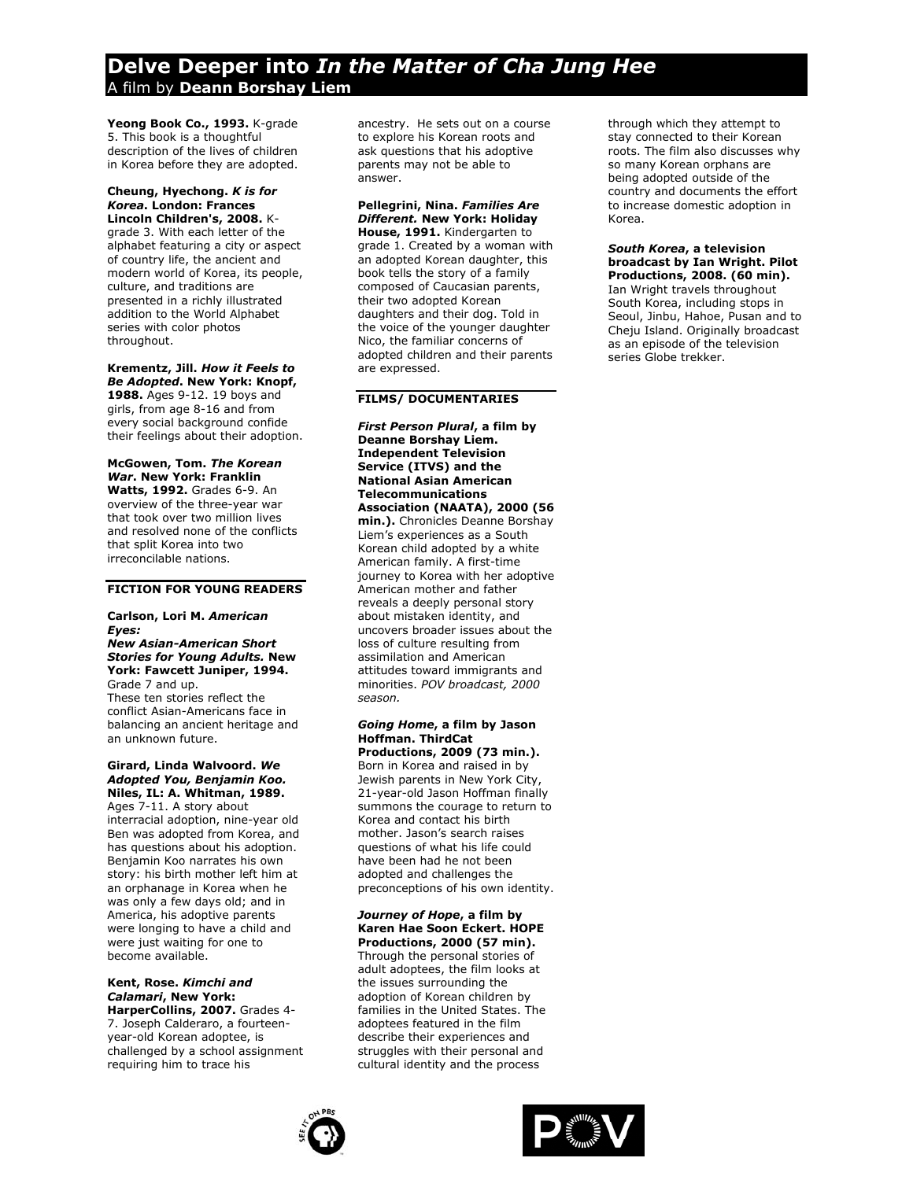# Delve Deeper into *In the Matter of Cha Jung Hee*

A film by **Deann Borshay Liem**

**Yeong Book Co., 1993.** K-grade 5. This book is a thoughtful description of the lives of children in Korea before they are adopted.

**Cheung, Hyechong. *K is for Korea*. London: Frances Lincoln Children's, 2008.** K-grade 3. With each letter of the alphabet featuring a city or aspect of country life, the ancient and modern world of Korea, its people, culture, and traditions are presented in a richly illustrated addition to the World Alphabet series with color photos throughout.

**Krementz, Jill. *How it Feels to Be Adopted*. New York: Knopf, 1988.** Ages 9-12. 19 boys and girls, from age 8-16 and from every social background confide their feelings about their adoption.

**McGowen, Tom. *The Korean War*. New York: Franklin Watts, 1992.** Grades 6-9. An overview of the three-year war that took over two million lives and resolved none of the conflicts that split Korea into two irreconcilable nations.

## FICTION FOR YOUNG READERS

**Carlson, Lori M. *American Eyes: New Asian-American Short Stories for Young Adults.* New York: Fawcett Juniper, 1994.** Grade 7 and up.
These ten stories reflect the conflict Asian-Americans face in balancing an ancient heritage and an unknown future.

**Girard, Linda Walvoord. *We Adopted You, Benjamin Koo.* Niles, IL: A. Whitman, 1989.** Ages 7-11. A story about interracial adoption, nine-year old Ben was adopted from Korea, and has questions about his adoption. Benjamin Koo narrates his own story: his birth mother left him at an orphanage in Korea when he was only a few days old; and in America, his adoptive parents were longing to have a child and were just waiting for one to become available.

**Kent, Rose. *Kimchi and Calamari*, New York: HarperCollins, 2007.** Grades 4-7. Joseph Calderaro, a fourteen-year-old Korean adoptee, is challenged by a school assignment requiring him to trace his ancestry. He sets out on a course to explore his Korean roots and ask questions that his adoptive parents may not be able to answer.

**Pellegrini, Nina. *Families Are Different.* New York: Holiday House, 1991.** Kindergarten to grade 1. Created by a woman with an adopted Korean daughter, this book tells the story of a family composed of Caucasian parents, their two adopted Korean daughters and their dog. Told in the voice of the younger daughter Nico, the familiar concerns of adopted children and their parents are expressed.

## FILMS/ DOCUMENTARIES

***First Person Plural*, a film by Deanne Borshay Liem. Independent Television Service (ITVS) and the National Asian American Telecommunications Association (NAATA), 2000 (56 min.).** Chronicles Deanne Borshay Liem's experiences as a South Korean child adopted by a white American family. A first-time journey to Korea with her adoptive American mother and father reveals a deeply personal story about mistaken identity, and uncovers broader issues about the loss of culture resulting from assimilation and American attitudes toward immigrants and minorities. *POV broadcast, 2000 season.*

***Going Home*, a film by Jason Hoffman. ThirdCat Productions, 2009 (73 min.).** Born in Korea and raised in by Jewish parents in New York City, 21-year-old Jason Hoffman finally summons the courage to return to Korea and contact his birth mother. Jason's search raises questions of what his life could have been had he not been adopted and challenges the preconceptions of his own identity.

***Journey of Hope*, a film by Karen Hae Soon Eckert. HOPE Productions, 2000 (57 min).** Through the personal stories of adult adoptees, the film looks at the issues surrounding the adoption of Korean children by families in the United States. The adoptees featured in the film describe their experiences and struggles with their personal and cultural identity and the process through which they attempt to stay connected to their Korean roots. The film also discusses why so many Korean orphans are being adopted outside of the country and documents the effort to increase domestic adoption in Korea.

***South Korea*, a television broadcast by Ian Wright. Pilot Productions, 2008. (60 min).** Ian Wright travels throughout South Korea, including stops in Seoul, Jinbu, Hahoe, Pusan and to Cheju Island. Originally broadcast as an episode of the television series Globe trekker.